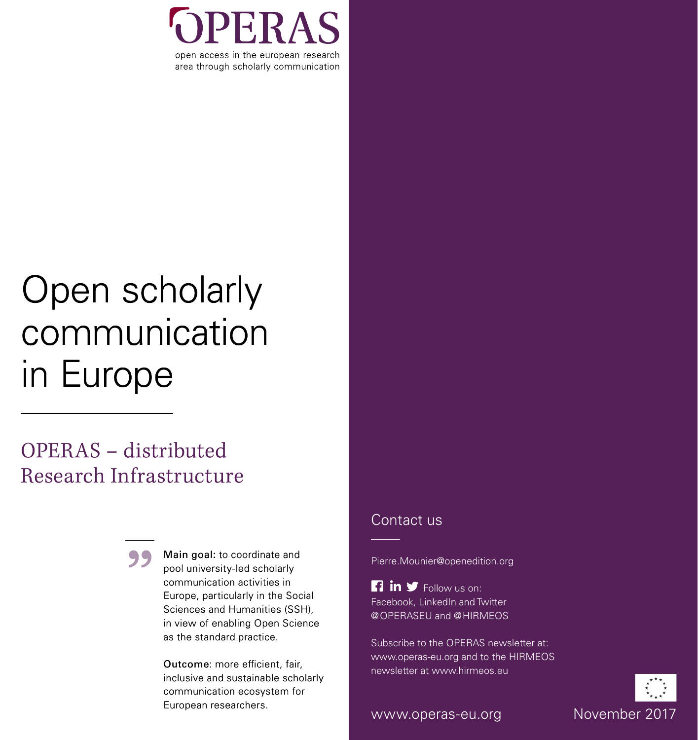# OPERAS

open access in the european research area through scholarly communication

# Open scholarly communication in Europe

## OPERAS – distributed Research Infrastructure

**Main goal:** to coordinate and pool university-led scholarly communication activities in Europe, particularly in the Social Sciences and Humanities (SSH), in view of enabling Open Science as the standard practice.

**Outcome**: more efficient, fair, inclusive and sustainable scholarly communication ecosystem for European researchers.

## Contact us

Pierre.Mounier@openedition.org

Follow us on: Facebook, LinkedIn and Twitter @OPERASEU and @HIRMEOS

Subscribe to the OPERAS newsletter at: www.operas-eu.org and to the HIRMEOS newsletter at www.hirmeos.eu

www.operas-eu.org

November 2017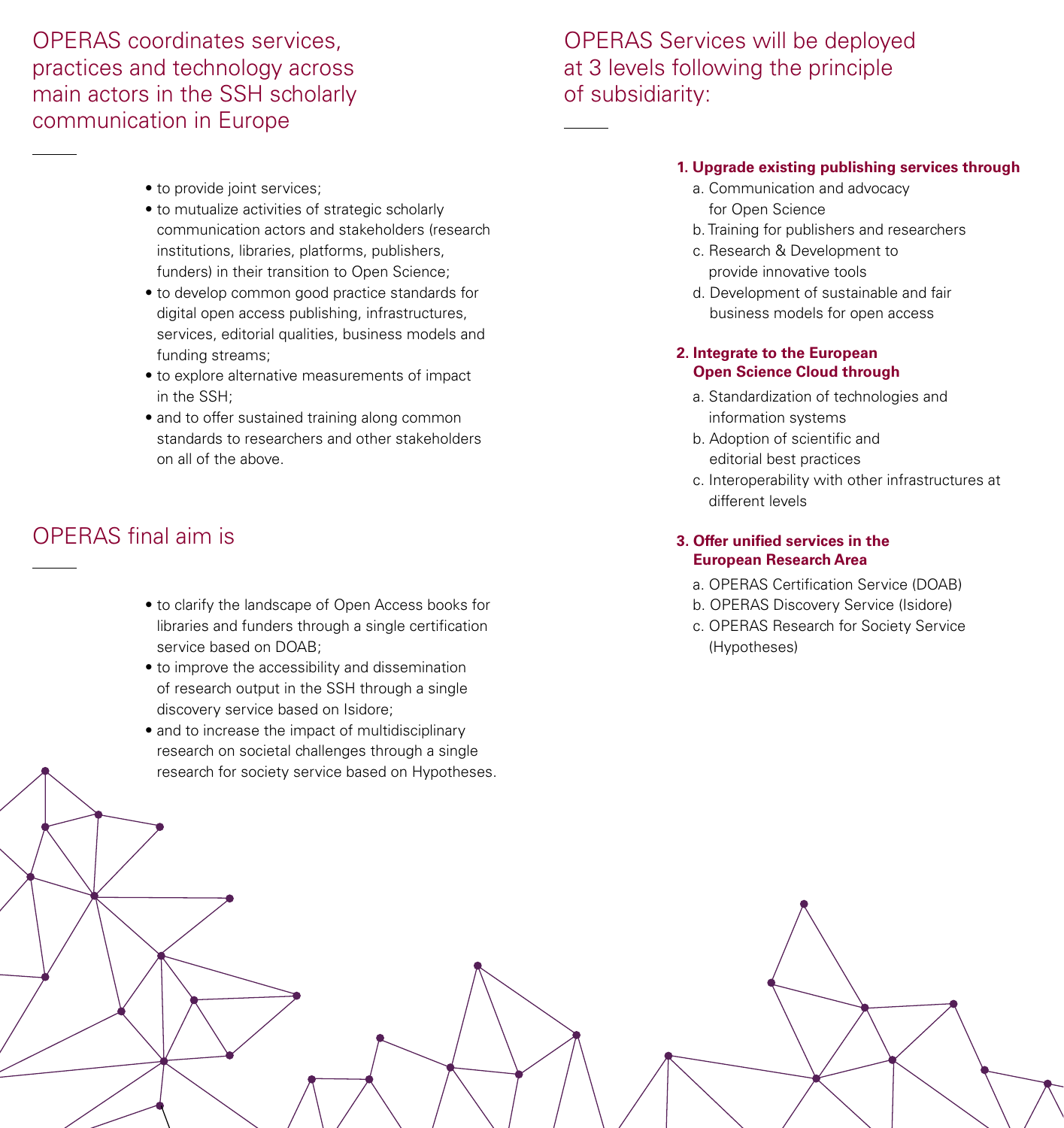## OPERAS coordinates services, practices and technology across main actors in the SSH scholarly communication in Europe

- to provide joint services;
- to mutualize activities of strategic scholarly communication actors and stakeholders (research institutions, libraries, platforms, publishers, funders) in their transition to Open Science;
- to develop common good practice standards for digital open access publishing, infrastructures, services, editorial qualities, business models and funding streams;
- to explore alternative measurements of impact in the SSH;
- and to offer sustained training along common standards to researchers and other stakeholders on all of the above.

## OPERAS final aim is

- to clarify the landscape of Open Access books for libraries and funders through a single certification service based on DOAB;
- to improve the accessibility and dissemination of research output in the SSH through a single discovery service based on Isidore;
- and to increase the impact of multidisciplinary research on societal challenges through a single research for society service based on Hypotheses.

## OPERAS Services will be deployed at 3 levels following the principle of subsidiarity:

**1. Upgrade existing publishing services through**

a. Communication and advocacy for Open Science
b. Training for publishers and researchers
c. Research & Development to provide innovative tools
d. Development of sustainable and fair business models for open access

**2. Integrate to the European Open Science Cloud through**

a. Standardization of technologies and information systems
b. Adoption of scientific and editorial best practices
c. Interoperability with other infrastructures at different levels

**3. Offer unified services in the European Research Area**

a. OPERAS Certification Service (DOAB)
b. OPERAS Discovery Service (Isidore)
c. OPERAS Research for Society Service (Hypotheses)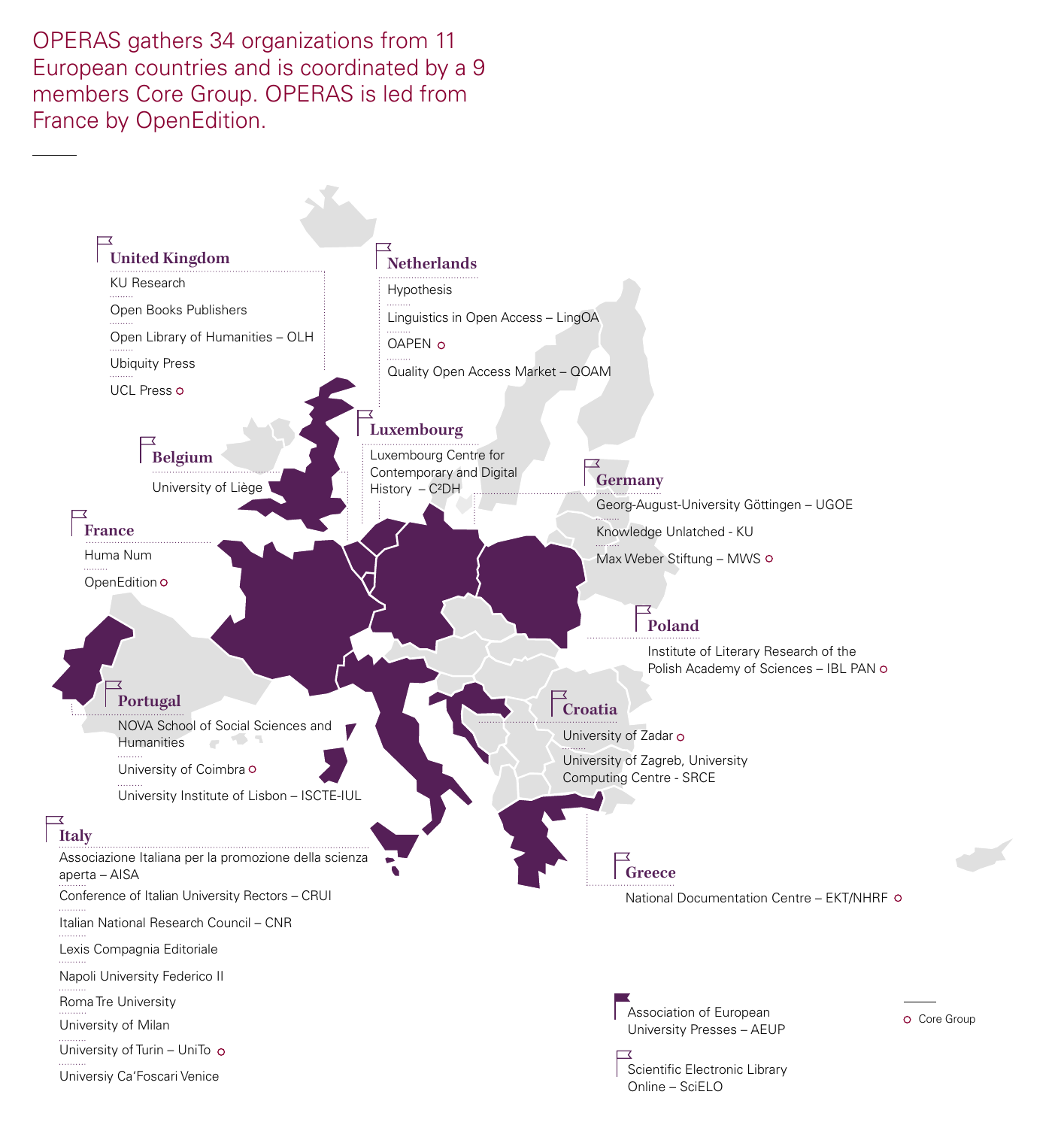OPERAS gathers 34 organizations from 11 European countries and is coordinated by a 9 members Core Group. OPERAS is led from France by OpenEdition.

### United Kingdom

- KU Research
- Open Books Publishers
- Open Library of Humanities – OLH
- Ubiquity Press
- UCL Press ○

### Netherlands

- Hypothesis
- Linguistics in Open Access – LingOA
- OAPEN ○
- Quality Open Access Market – QOAM

### Luxembourg

- Luxembourg Centre for Contemporary and Digital History – C²DH

### Belgium

- University of Liège

### Germany

- Georg-August-University Göttingen – UGOE
- Knowledge Unlatched - KU
- Max Weber Stiftung – MWS ○

### France

- Huma Num
- OpenEdition ○

### Poland

- Institute of Literary Research of the Polish Academy of Sciences – IBL PAN ○

### Portugal

- NOVA School of Social Sciences and Humanities
- University of Coimbra ○
- University Institute of Lisbon – ISCTE-IUL

### Croatia

- University of Zadar ○
- University of Zagreb, University Computing Centre - SRCE

### Italy

- Associazione Italiana per la promozione della scienza aperta – AISA
- Conference of Italian University Rectors – CRUI
- Italian National Research Council – CNR
- Lexis Compagnia Editoriale
- Napoli University Federico II
- Roma Tre University
- University of Milan
- University of Turin – UniTo ○
- Universiy Ca'Foscari Venice

### Greece

- National Documentation Centre – EKT/NHRF ○

Association of European University Presses – AEUP

Scientific Electronic Library Online – SciELO

○ Core Group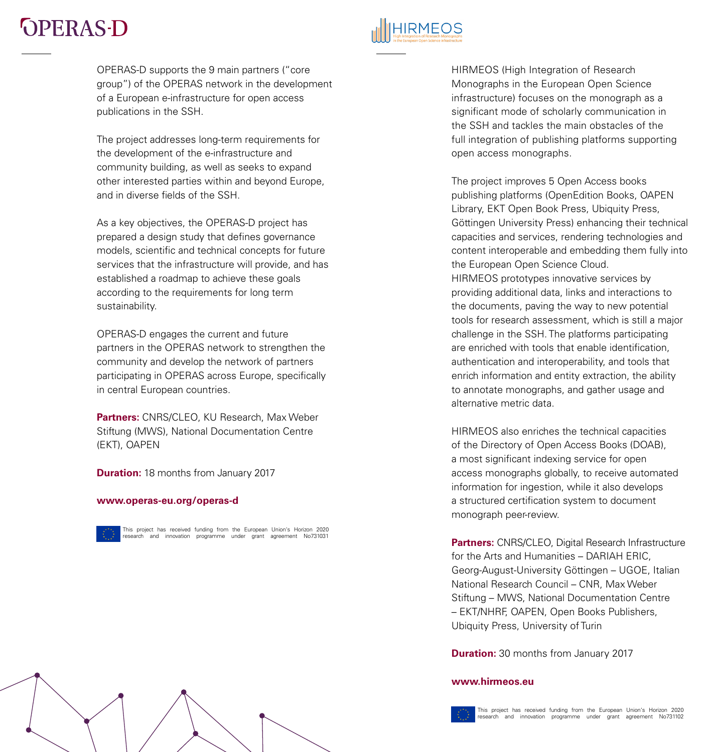# OPERAS-D

OPERAS-D supports the 9 main partners ("core group") of the OPERAS network in the development of a European e-infrastructure for open access publications in the SSH.

The project addresses long-term requirements for the development of the e-infrastructure and community building, as well as seeks to expand other interested parties within and beyond Europe, and in diverse fields of the SSH.

As a key objectives, the OPERAS-D project has prepared a design study that defines governance models, scientific and technical concepts for future services that the infrastructure will provide, and has established a roadmap to achieve these goals according to the requirements for long term sustainability.

OPERAS-D engages the current and future partners in the OPERAS network to strengthen the community and develop the network of partners participating in OPERAS across Europe, specifically in central European countries.

**Partners:** CNRS/CLEO, KU Research, Max Weber Stiftung (MWS), National Documentation Centre (EKT), OAPEN

**Duration:** 18 months from January 2017

**www.operas-eu.org/operas-d**

This project has received funding from the European Union's Horizon 2020 research and innovation programme under grant agreement No731031

# HIRMEOS

High Integration of Research Monographs in the European Open Science infrastructure

HIRMEOS (High Integration of Research Monographs in the European Open Science infrastructure) focuses on the monograph as a significant mode of scholarly communication in the SSH and tackles the main obstacles of the full integration of publishing platforms supporting open access monographs.

The project improves 5 Open Access books publishing platforms (OpenEdition Books, OAPEN Library, EKT Open Book Press, Ubiquity Press, Göttingen University Press) enhancing their technical capacities and services, rendering technologies and content interoperable and embedding them fully into the European Open Science Cloud.
HIRMEOS prototypes innovative services by providing additional data, links and interactions to the documents, paving the way to new potential tools for research assessment, which is still a major challenge in the SSH. The platforms participating are enriched with tools that enable identification, authentication and interoperability, and tools that enrich information and entity extraction, the ability to annotate monographs, and gather usage and alternative metric data.

HIRMEOS also enriches the technical capacities of the Directory of Open Access Books (DOAB), a most significant indexing service for open access monographs globally, to receive automated information for ingestion, while it also develops a structured certification system to document monograph peer-review.

**Partners:** CNRS/CLEO, Digital Research Infrastructure for the Arts and Humanities – DARIAH ERIC, Georg-August-University Göttingen – UGOE, Italian National Research Council – CNR, Max Weber Stiftung – MWS, National Documentation Centre – EKT/NHRF, OAPEN, Open Books Publishers, Ubiquity Press, University of Turin

**Duration:** 30 months from January 2017

**www.hirmeos.eu**

This project has received funding from the European Union's Horizon 2020 research and innovation programme under grant agreement No731102